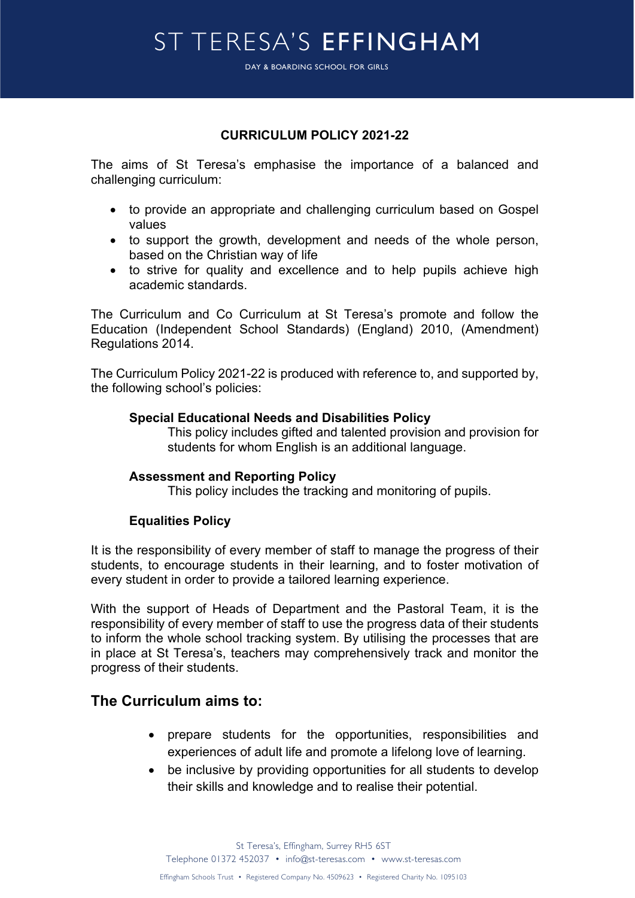# ST TERESA'S EFFINGHAM

DAY & BOARDING SCHOOL FOR GIRLS

**CURRICULUM POLICY 2021-22**

The aims of St Teresa's emphasise the importance of a balanced and challenging curriculum:

- to provide an appropriate and challenging curriculum based on Gospel values
- to support the growth, development and needs of the whole person, based on the Christian way of life
- to strive for quality and excellence and to help pupils achieve high academic standards.

The Curriculum and Co Curriculum at St Teresa's promote and follow the Education (Independent School Standards) (England) 2010, (Amendment) Regulations 2014.

The Curriculum Policy 2021-22 is produced with reference to, and supported by, the following school's policies:

**Special Educational Needs and Disabilities Policy**
This policy includes gifted and talented provision and provision for students for whom English is an additional language.

**Assessment and Reporting Policy**
This policy includes the tracking and monitoring of pupils.

**Equalities Policy**

It is the responsibility of every member of staff to manage the progress of their students, to encourage students in their learning, and to foster motivation of every student in order to provide a tailored learning experience.

With the support of Heads of Department and the Pastoral Team, it is the responsibility of every member of staff to use the progress data of their students to inform the whole school tracking system. By utilising the processes that are in place at St Teresa's, teachers may comprehensively track and monitor the progress of their students.

## The Curriculum aims to:

- prepare students for the opportunities, responsibilities and experiences of adult life and promote a lifelong love of learning.
- be inclusive by providing opportunities for all students to develop their skills and knowledge and to realise their potential.

St Teresa's, Effingham, Surrey RH5 6ST
Telephone 01372 452037 • info@st-teresas.com • www.st-teresas.com

Effingham Schools Trust • Registered Company No. 4509623 • Registered Charity No. 1095103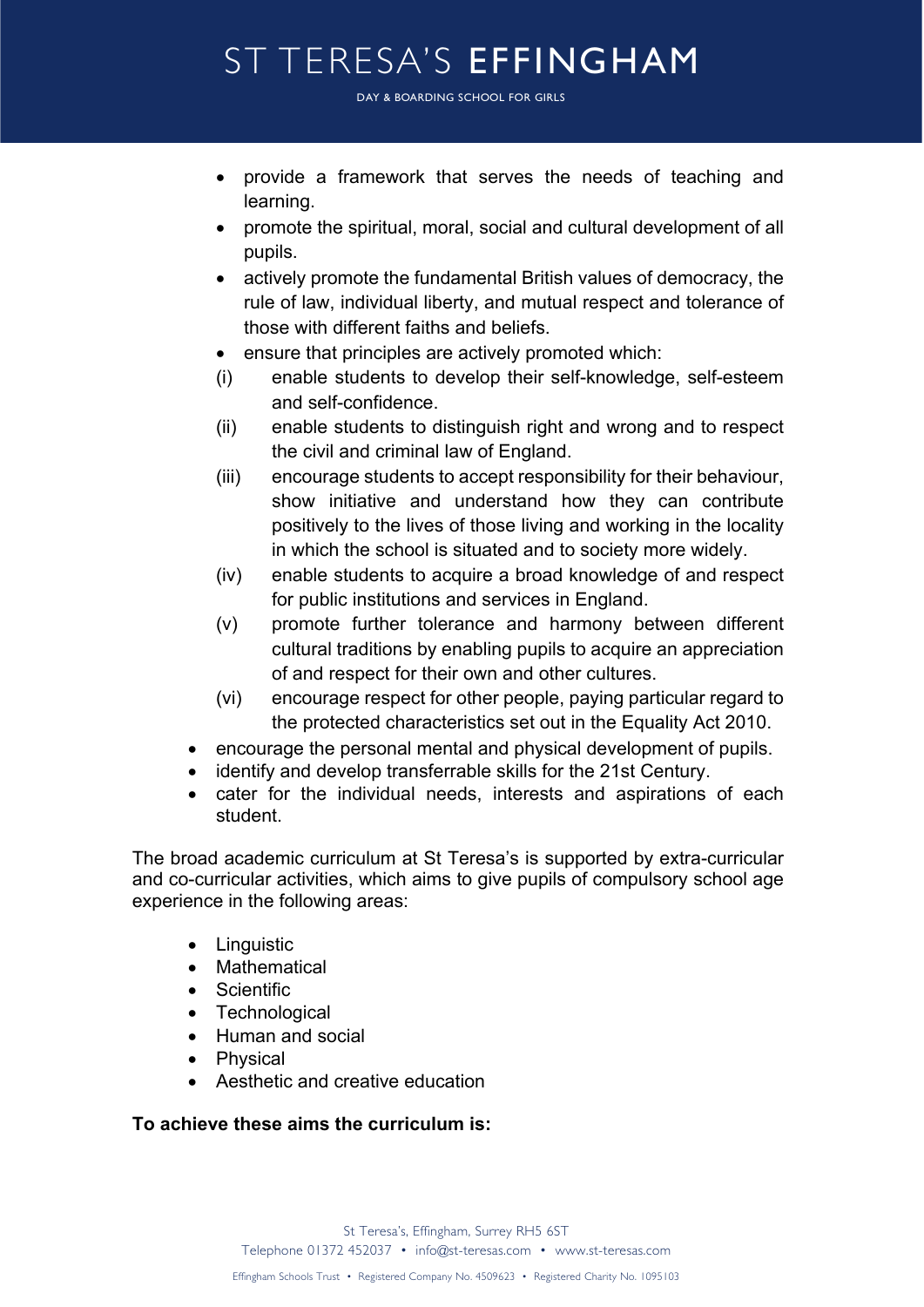- provide a framework that serves the needs of teaching and learning.
- promote the spiritual, moral, social and cultural development of all pupils.
- actively promote the fundamental British values of democracy, the rule of law, individual liberty, and mutual respect and tolerance of those with different faiths and beliefs.
- ensure that principles are actively promoted which:
  - (i) enable students to develop their self-knowledge, self-esteem and self-confidence.
  - (ii) enable students to distinguish right and wrong and to respect the civil and criminal law of England.
  - (iii) encourage students to accept responsibility for their behaviour, show initiative and understand how they can contribute positively to the lives of those living and working in the locality in which the school is situated and to society more widely.
  - (iv) enable students to acquire a broad knowledge of and respect for public institutions and services in England.
  - (v) promote further tolerance and harmony between different cultural traditions by enabling pupils to acquire an appreciation of and respect for their own and other cultures.
  - (vi) encourage respect for other people, paying particular regard to the protected characteristics set out in the Equality Act 2010.
- encourage the personal mental and physical development of pupils.
- identify and develop transferrable skills for the 21st Century.
- cater for the individual needs, interests and aspirations of each student.

The broad academic curriculum at St Teresa's is supported by extra-curricular and co-curricular activities, which aims to give pupils of compulsory school age experience in the following areas:

- Linguistic
- Mathematical
- Scientific
- Technological
- Human and social
- Physical
- Aesthetic and creative education

**To achieve these aims the curriculum is:**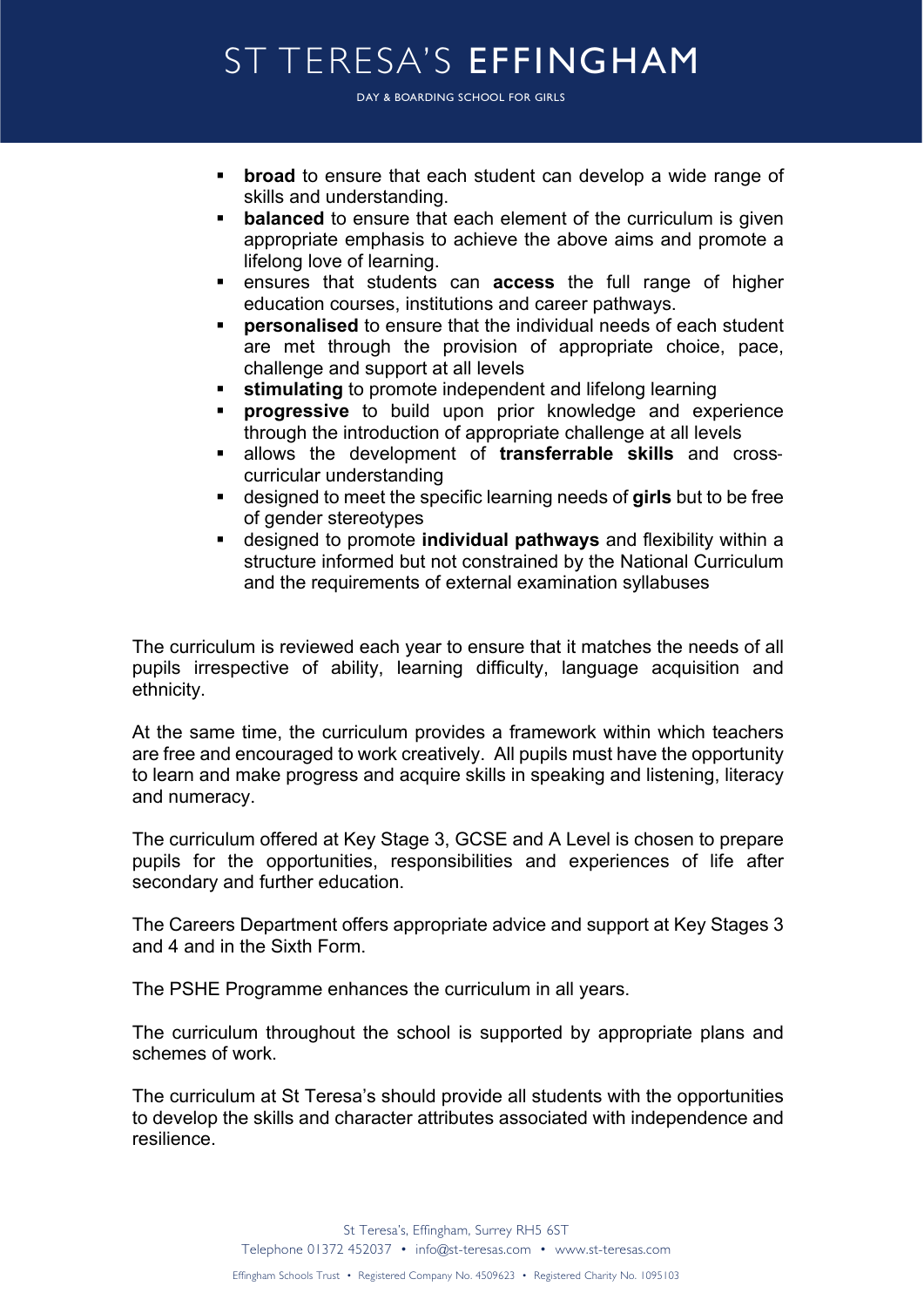- **broad** to ensure that each student can develop a wide range of skills and understanding.
- **balanced** to ensure that each element of the curriculum is given appropriate emphasis to achieve the above aims and promote a lifelong love of learning.
- ensures that students can **access** the full range of higher education courses, institutions and career pathways.
- **personalised** to ensure that the individual needs of each student are met through the provision of appropriate choice, pace, challenge and support at all levels
- **stimulating** to promote independent and lifelong learning
- **progressive** to build upon prior knowledge and experience through the introduction of appropriate challenge at all levels
- allows the development of **transferrable skills** and cross-curricular understanding
- designed to meet the specific learning needs of **girls** but to be free of gender stereotypes
- designed to promote **individual pathways** and flexibility within a structure informed but not constrained by the National Curriculum and the requirements of external examination syllabuses

The curriculum is reviewed each year to ensure that it matches the needs of all pupils irrespective of ability, learning difficulty, language acquisition and ethnicity.

At the same time, the curriculum provides a framework within which teachers are free and encouraged to work creatively. All pupils must have the opportunity to learn and make progress and acquire skills in speaking and listening, literacy and numeracy.

The curriculum offered at Key Stage 3, GCSE and A Level is chosen to prepare pupils for the opportunities, responsibilities and experiences of life after secondary and further education.

The Careers Department offers appropriate advice and support at Key Stages 3 and 4 and in the Sixth Form.

The PSHE Programme enhances the curriculum in all years.

The curriculum throughout the school is supported by appropriate plans and schemes of work.

The curriculum at St Teresa's should provide all students with the opportunities to develop the skills and character attributes associated with independence and resilience.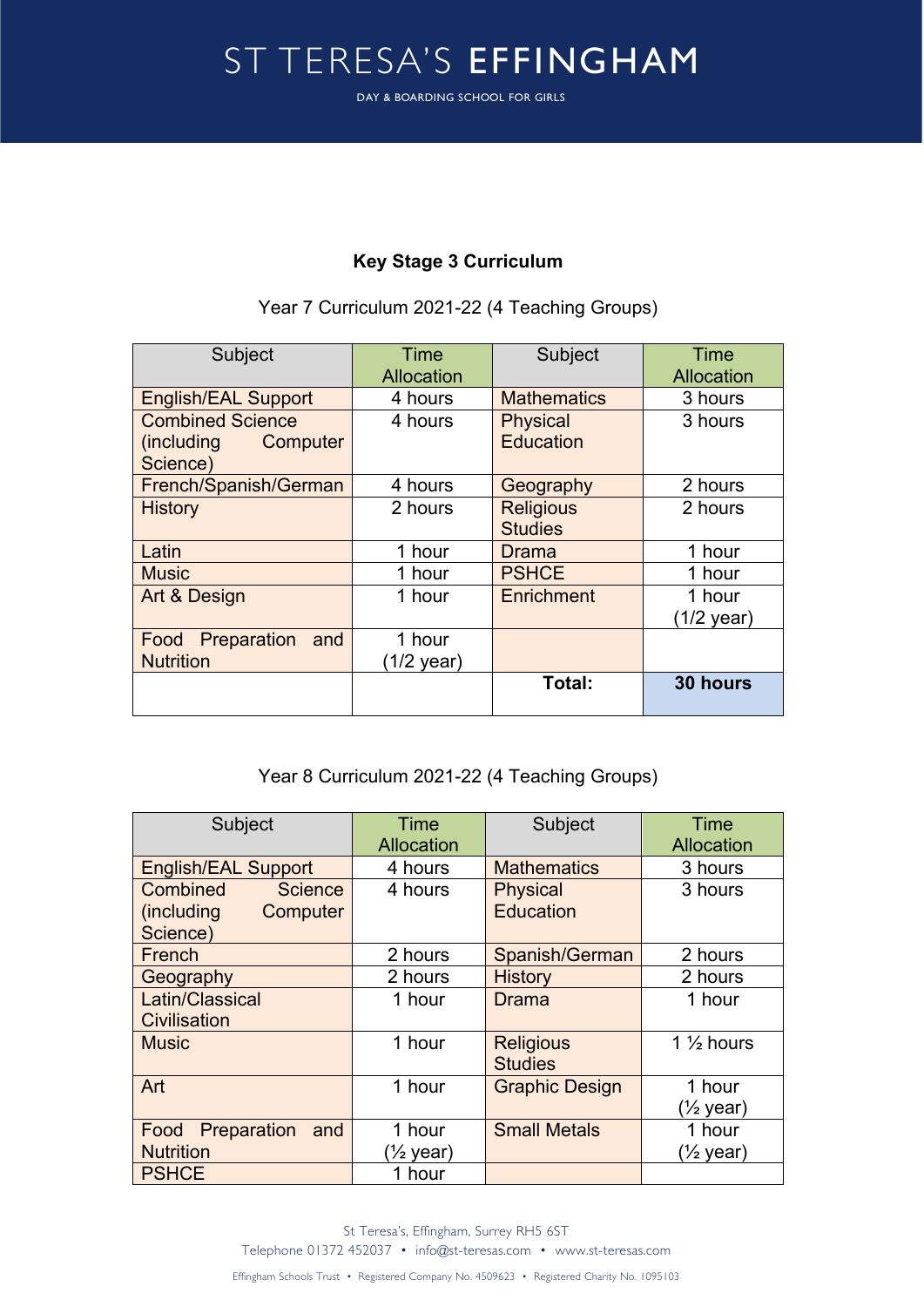# Key Stage 3 Curriculum

Year 7 Curriculum 2021-22 (4 Teaching Groups)

| Subject | Time Allocation | Subject | Time Allocation |
|---|---|---|---|
| English/EAL Support | 4 hours | Mathematics | 3 hours |
| Combined Science (including Computer Science) | 4 hours | Physical Education | 3 hours |
| French/Spanish/German | 4 hours | Geography | 2 hours |
| History | 2 hours | Religious Studies | 2 hours |
| Latin | 1 hour | Drama | 1 hour |
| Music | 1 hour | PSHCE | 1 hour |
| Art & Design | 1 hour | Enrichment | 1 hour (1/2 year) |
| Food Preparation and Nutrition | 1 hour (1/2 year) | | |
| | | **Total:** | **30 hours** |

Year 8 Curriculum 2021-22 (4 Teaching Groups)

| Subject | Time Allocation | Subject | Time Allocation |
|---|---|---|---|
| English/EAL Support | 4 hours | Mathematics | 3 hours |
| Combined Science (including Computer Science) | 4 hours | Physical Education | 3 hours |
| French | 2 hours | Spanish/German | 2 hours |
| Geography | 2 hours | History | 2 hours |
| Latin/Classical Civilisation | 1 hour | Drama | 1 hour |
| Music | 1 hour | Religious Studies | 1 ½ hours |
| Art | 1 hour | Graphic Design | 1 hour (½ year) |
| Food Preparation and Nutrition | 1 hour (½ year) | Small Metals | 1 hour (½ year) |
| PSHCE | 1 hour | | |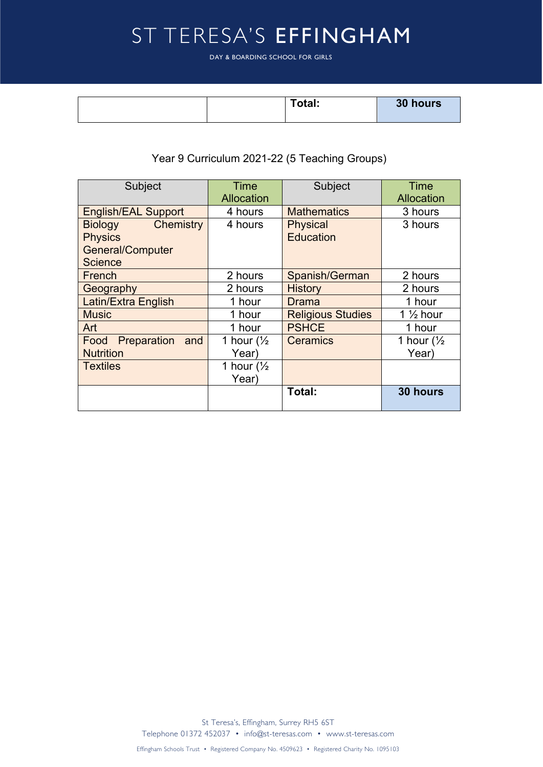| | | Total: | 30 hours |
|---|---|---|---|

Year 9 Curriculum 2021-22 (5 Teaching Groups)

| Subject | Time Allocation | Subject | Time Allocation |
|---|---|---|---|
| English/EAL Support | 4 hours | Mathematics | 3 hours |
| Biology Chemistry Physics General/Computer Science | 4 hours | Physical Education | 3 hours |
| French | 2 hours | Spanish/German | 2 hours |
| Geography | 2 hours | History | 2 hours |
| Latin/Extra English | 1 hour | Drama | 1 hour |
| Music | 1 hour | Religious Studies | 1 ½ hour |
| Art | 1 hour | PSHCE | 1 hour |
| Food Preparation and Nutrition | 1 hour (½ Year) | Ceramics | 1 hour (½ Year) |
| Textiles | 1 hour (½ Year) | | |
| | | **Total:** | **30 hours** |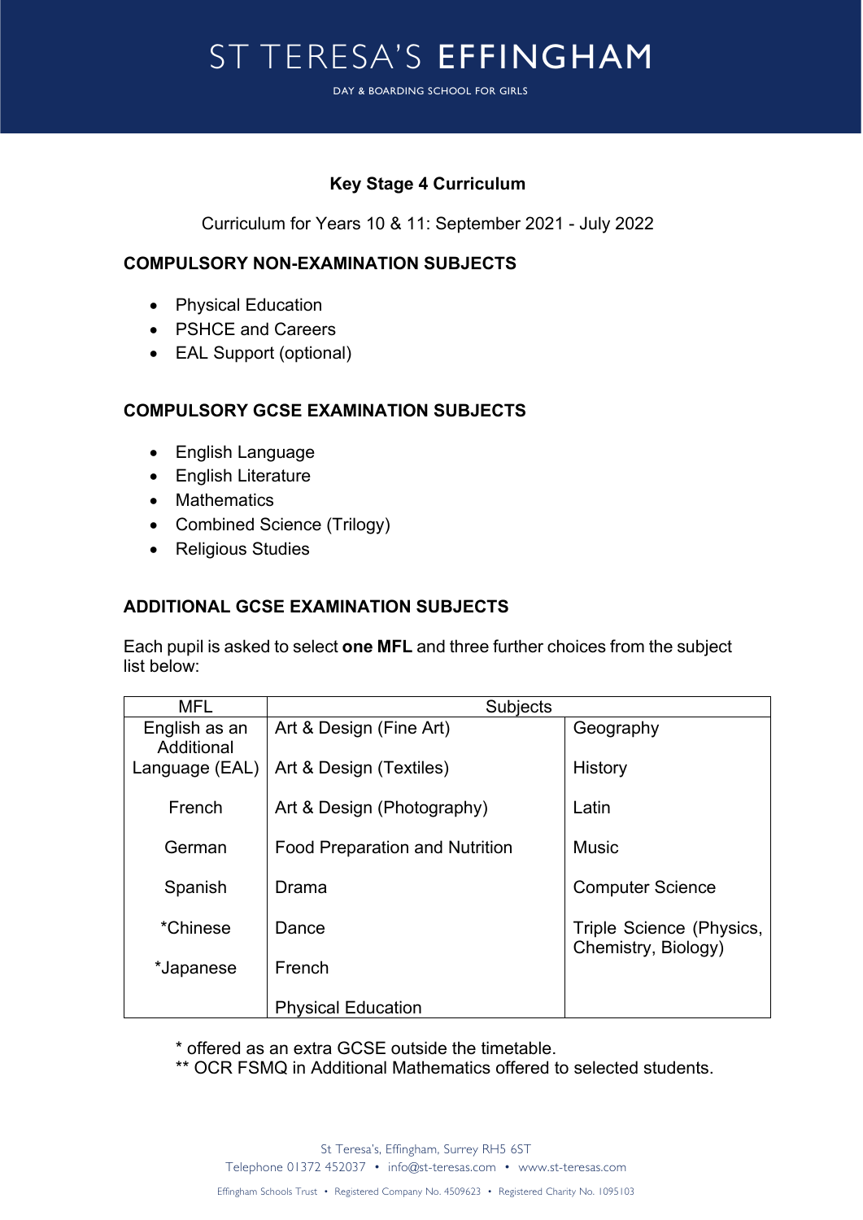# ST TERESA'S EFFINGHAM

DAY & BOARDING SCHOOL FOR GIRLS

## Key Stage 4 Curriculum

Curriculum for Years 10 & 11: September 2021 - July 2022

### COMPULSORY NON-EXAMINATION SUBJECTS

- Physical Education
- PSHCE and Careers
- EAL Support (optional)

### COMPULSORY GCSE EXAMINATION SUBJECTS

- English Language
- English Literature
- Mathematics
- Combined Science (Trilogy)
- Religious Studies

### ADDITIONAL GCSE EXAMINATION SUBJECTS

Each pupil is asked to select **one MFL** and three further choices from the subject list below:

| MFL | Subjects | |
|---|---|---|
| English as an Additional Language (EAL) | Art & Design (Fine Art) | Geography |
| | Art & Design (Textiles) | History |
| French | Art & Design (Photography) | Latin |
| German | Food Preparation and Nutrition | Music |
| Spanish | Drama | Computer Science |
| *Chinese | Dance | Triple Science (Physics, Chemistry, Biology) |
| *Japanese | French | |
| | Physical Education | |

\* offered as an extra GCSE outside the timetable.
\*\* OCR FSMQ in Additional Mathematics offered to selected students.

St Teresa's, Effingham, Surrey RH5 6ST
Telephone 01372 452037 • info@st-teresas.com • www.st-teresas.com

Effingham Schools Trust • Registered Company No. 4509623 • Registered Charity No. 1095103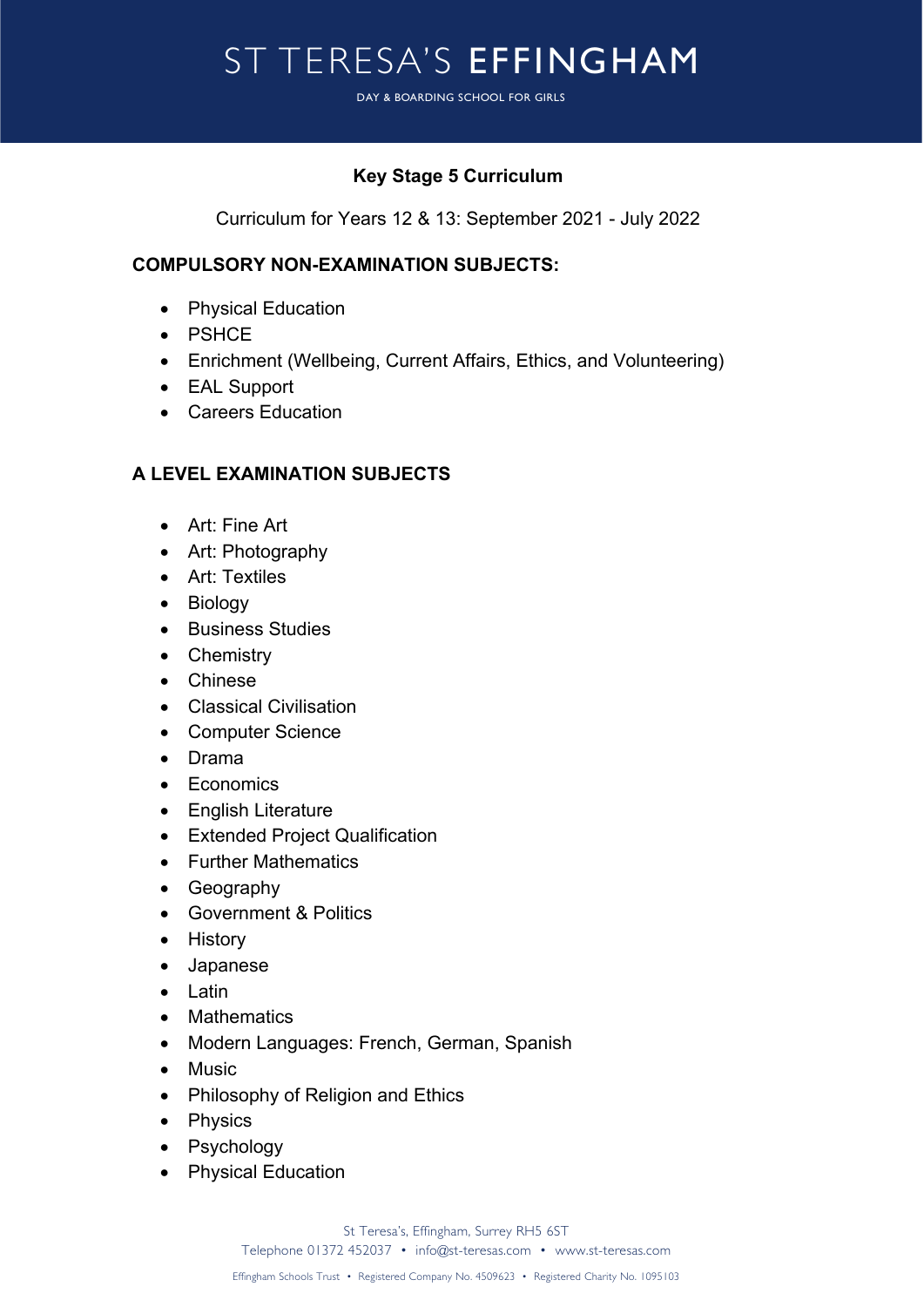## Key Stage 5 Curriculum

Curriculum for Years 12 & 13: September 2021 - July 2022

### COMPULSORY NON-EXAMINATION SUBJECTS:

- Physical Education
- PSHCE
- Enrichment (Wellbeing, Current Affairs, Ethics, and Volunteering)
- EAL Support
- Careers Education

### A LEVEL EXAMINATION SUBJECTS

- Art: Fine Art
- Art: Photography
- Art: Textiles
- Biology
- Business Studies
- Chemistry
- Chinese
- Classical Civilisation
- Computer Science
- Drama
- Economics
- English Literature
- Extended Project Qualification
- Further Mathematics
- Geography
- Government & Politics
- History
- Japanese
- Latin
- Mathematics
- Modern Languages: French, German, Spanish
- Music
- Philosophy of Religion and Ethics
- Physics
- Psychology
- Physical Education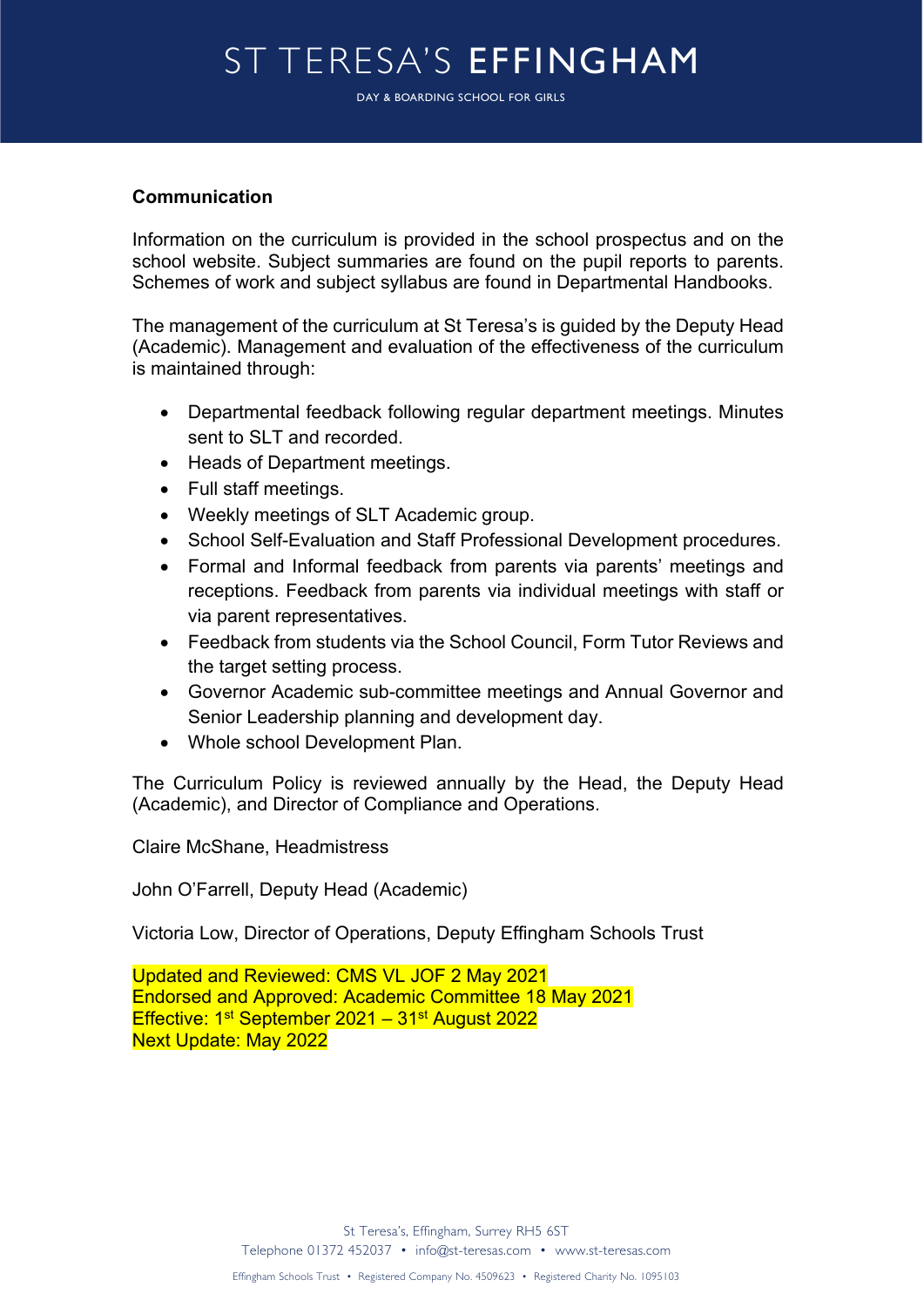**Communication**

Information on the curriculum is provided in the school prospectus and on the school website. Subject summaries are found on the pupil reports to parents. Schemes of work and subject syllabus are found in Departmental Handbooks.

The management of the curriculum at St Teresa's is guided by the Deputy Head (Academic). Management and evaluation of the effectiveness of the curriculum is maintained through:

- Departmental feedback following regular department meetings. Minutes sent to SLT and recorded.
- Heads of Department meetings.
- Full staff meetings.
- Weekly meetings of SLT Academic group.
- School Self-Evaluation and Staff Professional Development procedures.
- Formal and Informal feedback from parents via parents' meetings and receptions. Feedback from parents via individual meetings with staff or via parent representatives.
- Feedback from students via the School Council, Form Tutor Reviews and the target setting process.
- Governor Academic sub-committee meetings and Annual Governor and Senior Leadership planning and development day.
- Whole school Development Plan.

The Curriculum Policy is reviewed annually by the Head, the Deputy Head (Academic), and Director of Compliance and Operations.

Claire McShane, Headmistress

John O'Farrell, Deputy Head (Academic)

Victoria Low, Director of Operations, Deputy Effingham Schools Trust

Updated and Reviewed: CMS VL JOF 2 May 2021
Endorsed and Approved: Academic Committee 18 May 2021
Effective: 1st September 2021 – 31st August 2022
Next Update: May 2022